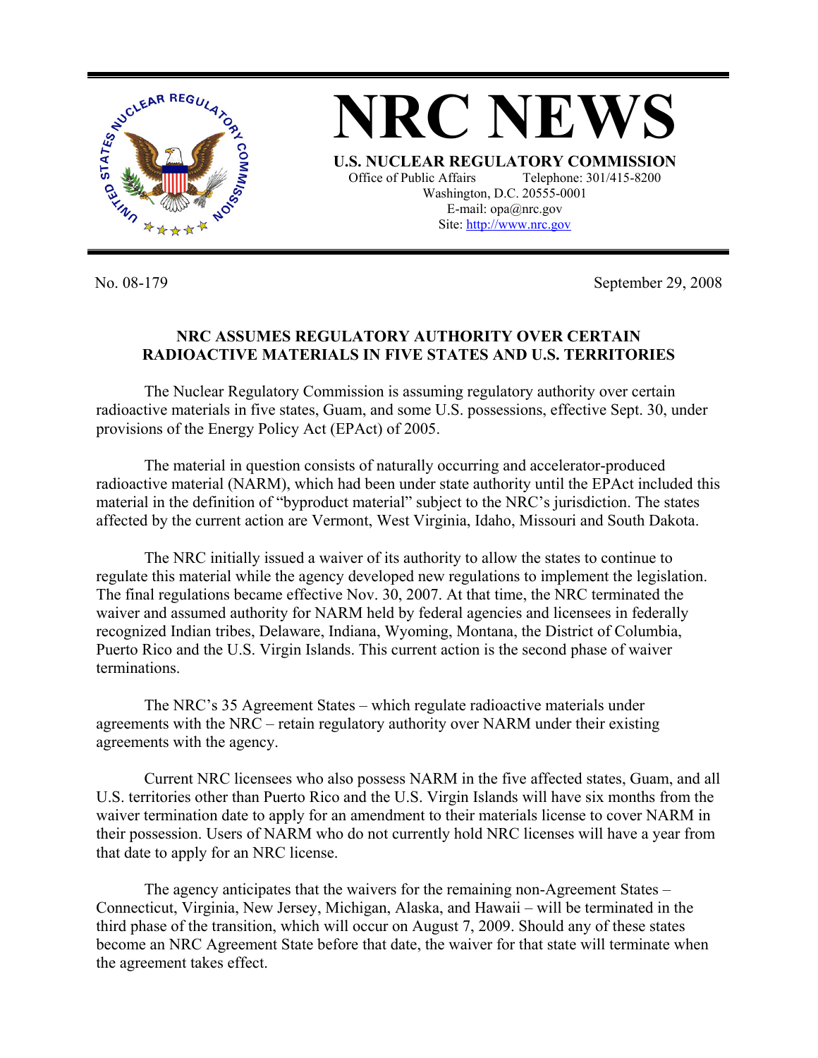# NRC NEWS

**U.S. NUCLEAR REGULATORY COMMISSION**

Office of Public Affairs Telephone: 301/415-8200
Washington, D.C. 20555-0001
E-mail: opa@nrc.gov
Site: http://www.nrc.gov

No. 08-179 September 29, 2008

## NRC ASSUMES REGULATORY AUTHORITY OVER CERTAIN RADIOACTIVE MATERIALS IN FIVE STATES AND U.S. TERRITORIES

The Nuclear Regulatory Commission is assuming regulatory authority over certain radioactive materials in five states, Guam, and some U.S. possessions, effective Sept. 30, under provisions of the Energy Policy Act (EPAct) of 2005.

The material in question consists of naturally occurring and accelerator-produced radioactive material (NARM), which had been under state authority until the EPAct included this material in the definition of "byproduct material" subject to the NRC's jurisdiction. The states affected by the current action are Vermont, West Virginia, Idaho, Missouri and South Dakota.

The NRC initially issued a waiver of its authority to allow the states to continue to regulate this material while the agency developed new regulations to implement the legislation. The final regulations became effective Nov. 30, 2007. At that time, the NRC terminated the waiver and assumed authority for NARM held by federal agencies and licensees in federally recognized Indian tribes, Delaware, Indiana, Wyoming, Montana, the District of Columbia, Puerto Rico and the U.S. Virgin Islands. This current action is the second phase of waiver terminations.

The NRC's 35 Agreement States – which regulate radioactive materials under agreements with the NRC – retain regulatory authority over NARM under their existing agreements with the agency.

Current NRC licensees who also possess NARM in the five affected states, Guam, and all U.S. territories other than Puerto Rico and the U.S. Virgin Islands will have six months from the waiver termination date to apply for an amendment to their materials license to cover NARM in their possession. Users of NARM who do not currently hold NRC licenses will have a year from that date to apply for an NRC license.

The agency anticipates that the waivers for the remaining non-Agreement States – Connecticut, Virginia, New Jersey, Michigan, Alaska, and Hawaii – will be terminated in the third phase of the transition, which will occur on August 7, 2009. Should any of these states become an NRC Agreement State before that date, the waiver for that state will terminate when the agreement takes effect.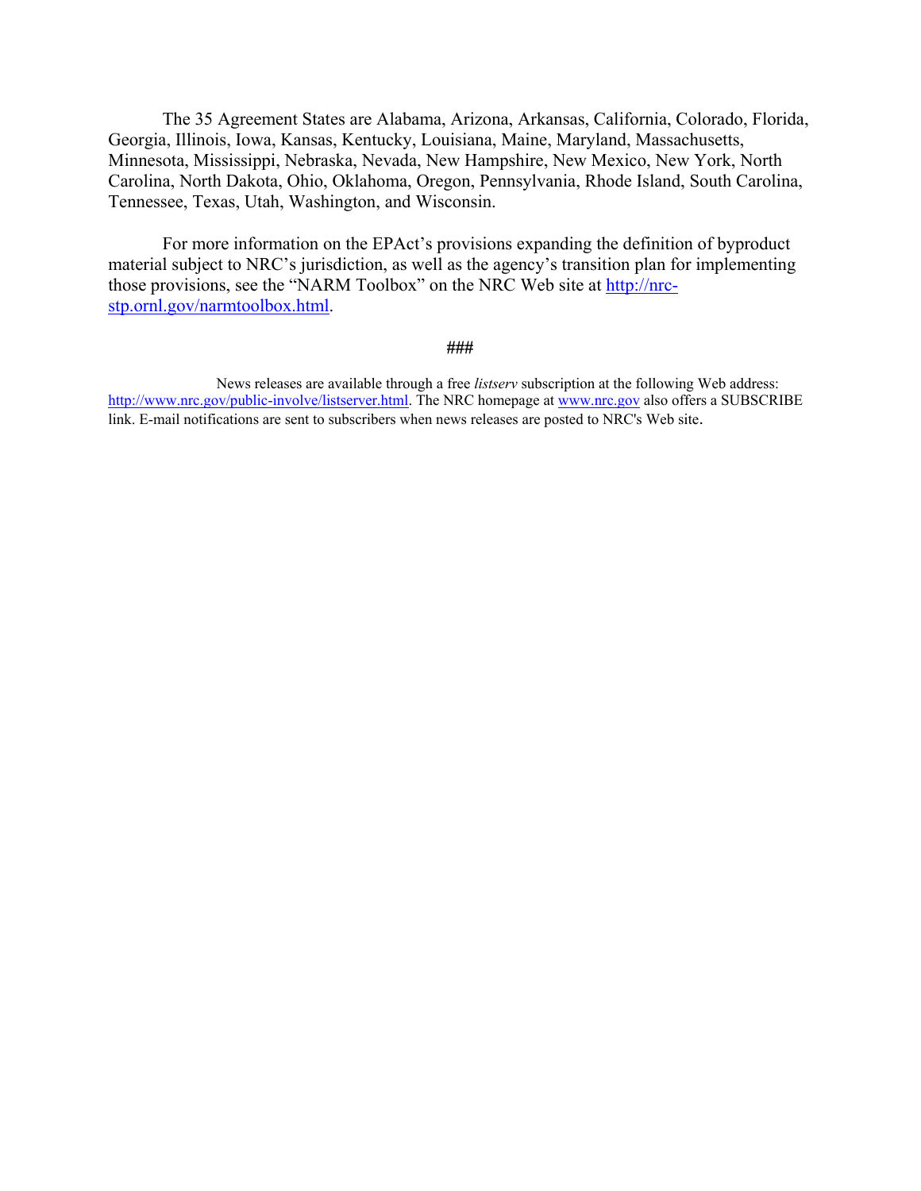The 35 Agreement States are Alabama, Arizona, Arkansas, California, Colorado, Florida, Georgia, Illinois, Iowa, Kansas, Kentucky, Louisiana, Maine, Maryland, Massachusetts, Minnesota, Mississippi, Nebraska, Nevada, New Hampshire, New Mexico, New York, North Carolina, North Dakota, Ohio, Oklahoma, Oregon, Pennsylvania, Rhode Island, South Carolina, Tennessee, Texas, Utah, Washington, and Wisconsin.

For more information on the EPAct's provisions expanding the definition of byproduct material subject to NRC's jurisdiction, as well as the agency's transition plan for implementing those provisions, see the "NARM Toolbox" on the NRC Web site at http://nrc-stp.ornl.gov/narmtoolbox.html.

###

News releases are available through a free *listserv* subscription at the following Web address: http://www.nrc.gov/public-involve/listserver.html. The NRC homepage at www.nrc.gov also offers a SUBSCRIBE link. E-mail notifications are sent to subscribers when news releases are posted to NRC's Web site.